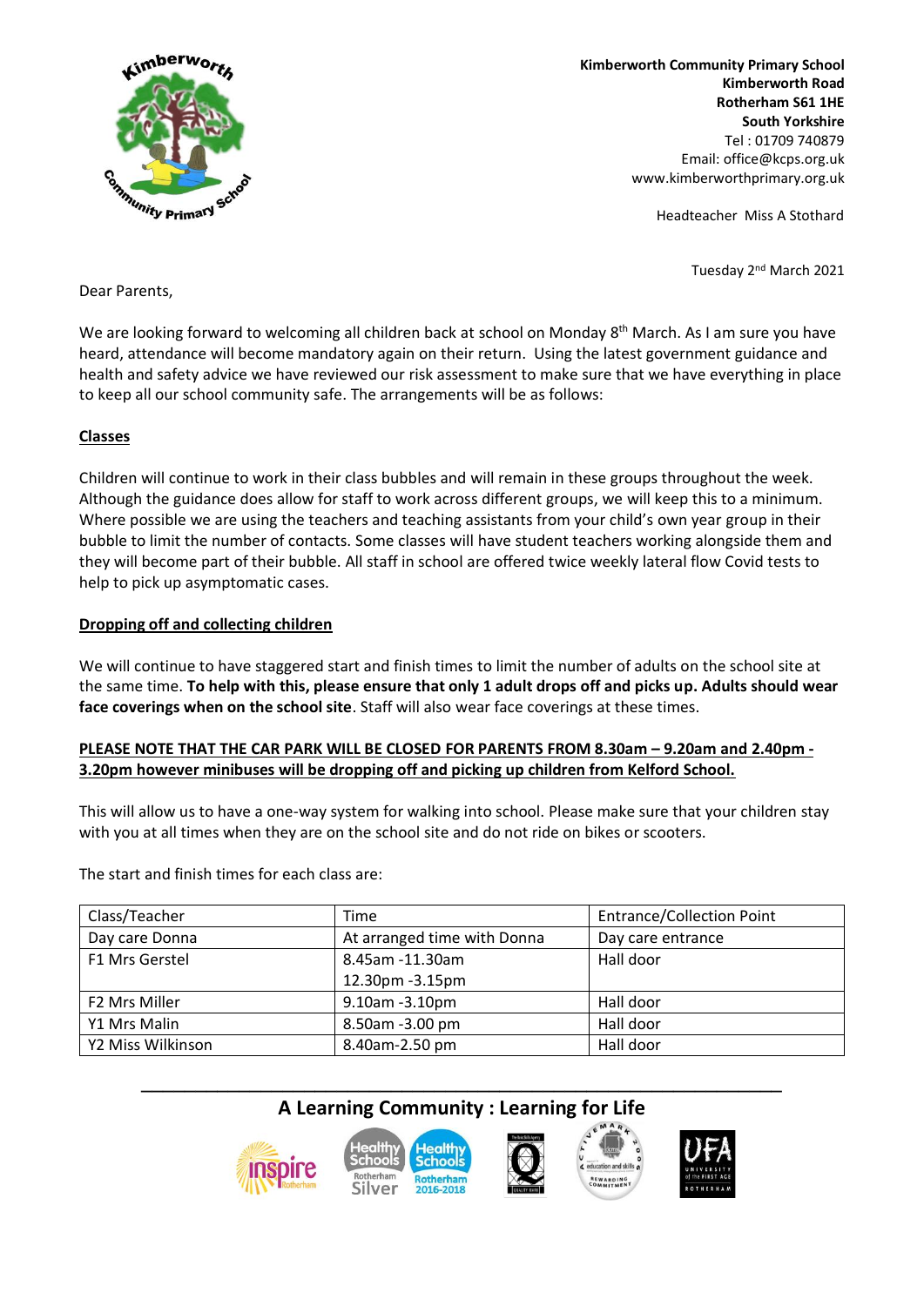**Kimberworth Community Primary School**
**Kimberworth Road**
**Rotherham S61 1HE**
**South Yorkshire**
Tel : 01709 740879
Email: office@kcps.org.uk
www.kimberworthprimary.org.uk

Headteacher Miss A Stothard

Tuesday 2nd March 2021

Dear Parents,

We are looking forward to welcoming all children back at school on Monday 8th March. As I am sure you have heard, attendance will become mandatory again on their return. Using the latest government guidance and health and safety advice we have reviewed our risk assessment to make sure that we have everything in place to keep all our school community safe. The arrangements will be as follows:

**Classes**

Children will continue to work in their class bubbles and will remain in these groups throughout the week. Although the guidance does allow for staff to work across different groups, we will keep this to a minimum. Where possible we are using the teachers and teaching assistants from your child's own year group in their bubble to limit the number of contacts. Some classes will have student teachers working alongside them and they will become part of their bubble. All staff in school are offered twice weekly lateral flow Covid tests to help to pick up asymptomatic cases.

**Dropping off and collecting children**

We will continue to have staggered start and finish times to limit the number of adults on the school site at the same time. **To help with this, please ensure that only 1 adult drops off and picks up. Adults should wear face coverings when on the school site**. Staff will also wear face coverings at these times.

**PLEASE NOTE THAT THE CAR PARK WILL BE CLOSED FOR PARENTS FROM 8.30am – 9.20am and 2.40pm - 3.20pm however minibuses will be dropping off and picking up children from Kelford School.**

This will allow us to have a one-way system for walking into school. Please make sure that your children stay with you at all times when they are on the school site and do not ride on bikes or scooters.

The start and finish times for each class are:

| Class/Teacher | Time | Entrance/Collection Point |
|---|---|---|
| Day care Donna | At arranged time with Donna | Day care entrance |
| F1 Mrs Gerstel | 8.45am -11.30am<br>12.30pm -3.15pm | Hall door |
| F2 Mrs Miller | 9.10am -3.10pm | Hall door |
| Y1 Mrs Malin | 8.50am -3.00 pm | Hall door |
| Y2 Miss Wilkinson | 8.40am-2.50 pm | Hall door |

**A Learning Community : Learning for Life**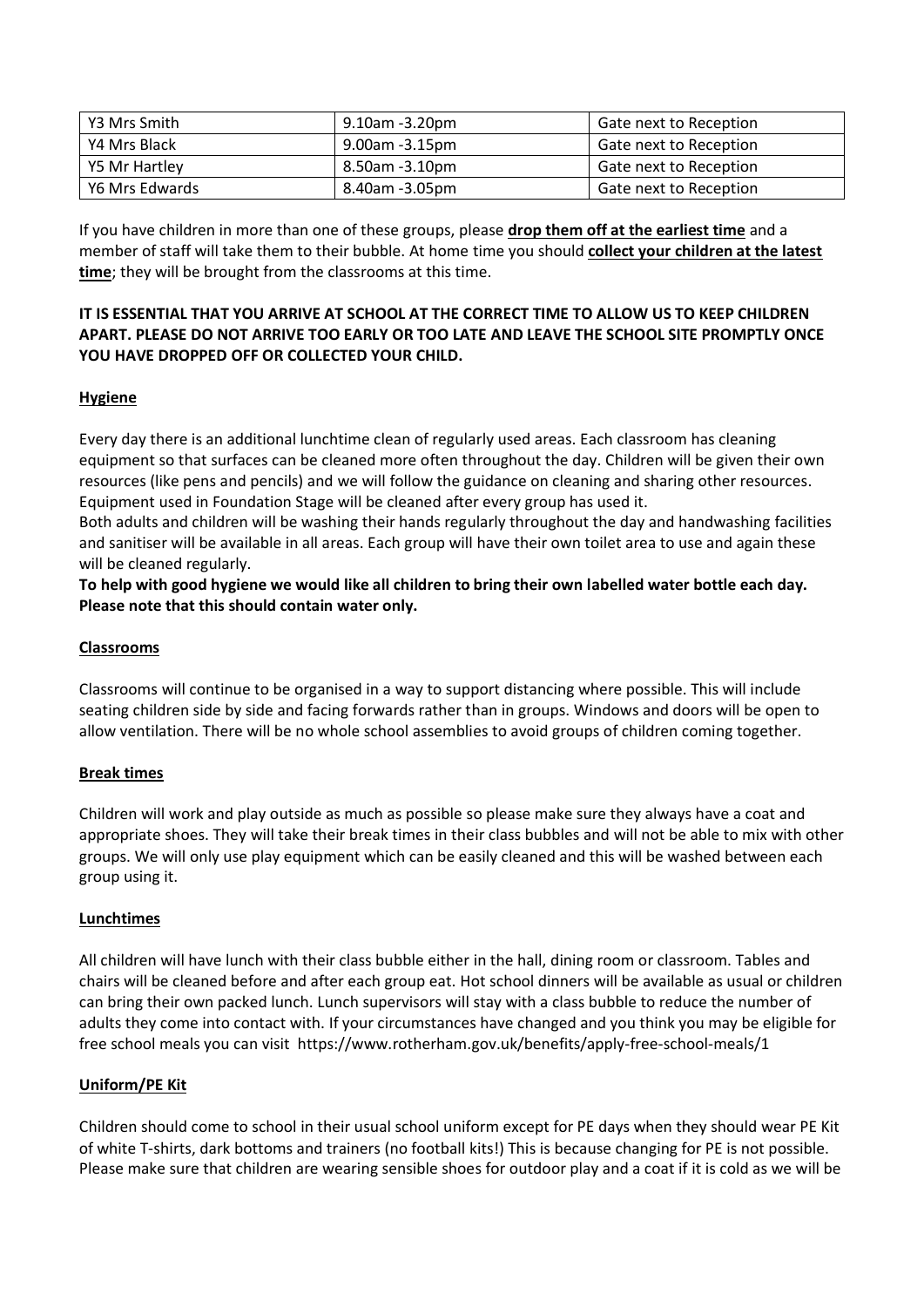| Y3 Mrs Smith | 9.10am -3.20pm | Gate next to Reception |
|---|---|---|
| Y4 Mrs Black | 9.00am -3.15pm | Gate next to Reception |
| Y5 Mr Hartley | 8.50am -3.10pm | Gate next to Reception |
| Y6 Mrs Edwards | 8.40am -3.05pm | Gate next to Reception |

If you have children in more than one of these groups, please **drop them off at the earliest time** and a member of staff will take them to their bubble. At home time you should **collect your children at the latest time**; they will be brought from the classrooms at this time.

**IT IS ESSENTIAL THAT YOU ARRIVE AT SCHOOL AT THE CORRECT TIME TO ALLOW US TO KEEP CHILDREN APART. PLEASE DO NOT ARRIVE TOO EARLY OR TOO LATE AND LEAVE THE SCHOOL SITE PROMPTLY ONCE YOU HAVE DROPPED OFF OR COLLECTED YOUR CHILD.**

## Hygiene

Every day there is an additional lunchtime clean of regularly used areas. Each classroom has cleaning equipment so that surfaces can be cleaned more often throughout the day. Children will be given their own resources (like pens and pencils) and we will follow the guidance on cleaning and sharing other resources. Equipment used in Foundation Stage will be cleaned after every group has used it.

Both adults and children will be washing their hands regularly throughout the day and handwashing facilities and sanitiser will be available in all areas. Each group will have their own toilet area to use and again these will be cleaned regularly.

**To help with good hygiene we would like all children to bring their own labelled water bottle each day. Please note that this should contain water only.**

## Classrooms

Classrooms will continue to be organised in a way to support distancing where possible. This will include seating children side by side and facing forwards rather than in groups. Windows and doors will be open to allow ventilation. There will be no whole school assemblies to avoid groups of children coming together.

## Break times

Children will work and play outside as much as possible so please make sure they always have a coat and appropriate shoes. They will take their break times in their class bubbles and will not be able to mix with other groups. We will only use play equipment which can be easily cleaned and this will be washed between each group using it.

## Lunchtimes

All children will have lunch with their class bubble either in the hall, dining room or classroom. Tables and chairs will be cleaned before and after each group eat. Hot school dinners will be available as usual or children can bring their own packed lunch. Lunch supervisors will stay with a class bubble to reduce the number of adults they come into contact with. If your circumstances have changed and you think you may be eligible for free school meals you can visit https://www.rotherham.gov.uk/benefits/apply-free-school-meals/1

## Uniform/PE Kit

Children should come to school in their usual school uniform except for PE days when they should wear PE Kit of white T-shirts, dark bottoms and trainers (no football kits!) This is because changing for PE is not possible. Please make sure that children are wearing sensible shoes for outdoor play and a coat if it is cold as we will be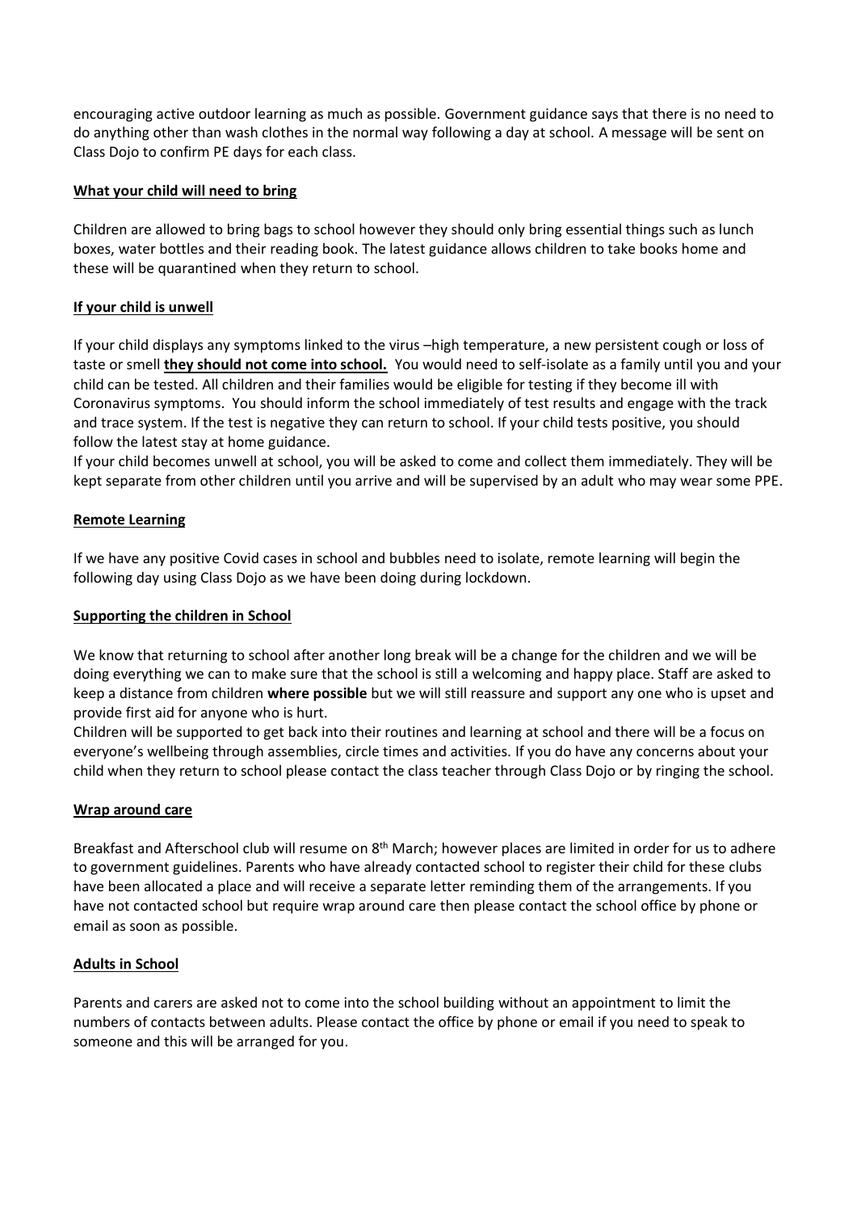encouraging active outdoor learning as much as possible. Government guidance says that there is no need to do anything other than wash clothes in the normal way following a day at school. A message will be sent on Class Dojo to confirm PE days for each class.

**What your child will need to bring**

Children are allowed to bring bags to school however they should only bring essential things such as lunch boxes, water bottles and their reading book. The latest guidance allows children to take books home and these will be quarantined when they return to school.

**If your child is unwell**

If your child displays any symptoms linked to the virus –high temperature, a new persistent cough or loss of taste or smell **they should not come into school.** You would need to self-isolate as a family until you and your child can be tested. All children and their families would be eligible for testing if they become ill with Coronavirus symptoms. You should inform the school immediately of test results and engage with the track and trace system. If the test is negative they can return to school. If your child tests positive, you should follow the latest stay at home guidance.

If your child becomes unwell at school, you will be asked to come and collect them immediately. They will be kept separate from other children until you arrive and will be supervised by an adult who may wear some PPE.

**Remote Learning**

If we have any positive Covid cases in school and bubbles need to isolate, remote learning will begin the following day using Class Dojo as we have been doing during lockdown.

**Supporting the children in School**

We know that returning to school after another long break will be a change for the children and we will be doing everything we can to make sure that the school is still a welcoming and happy place. Staff are asked to keep a distance from children **where possible** but we will still reassure and support any one who is upset and provide first aid for anyone who is hurt.

Children will be supported to get back into their routines and learning at school and there will be a focus on everyone's wellbeing through assemblies, circle times and activities. If you do have any concerns about your child when they return to school please contact the class teacher through Class Dojo or by ringing the school.

**Wrap around care**

Breakfast and Afterschool club will resume on 8th March; however places are limited in order for us to adhere to government guidelines. Parents who have already contacted school to register their child for these clubs have been allocated a place and will receive a separate letter reminding them of the arrangements. If you have not contacted school but require wrap around care then please contact the school office by phone or email as soon as possible.

**Adults in School**

Parents and carers are asked not to come into the school building without an appointment to limit the numbers of contacts between adults. Please contact the office by phone or email if you need to speak to someone and this will be arranged for you.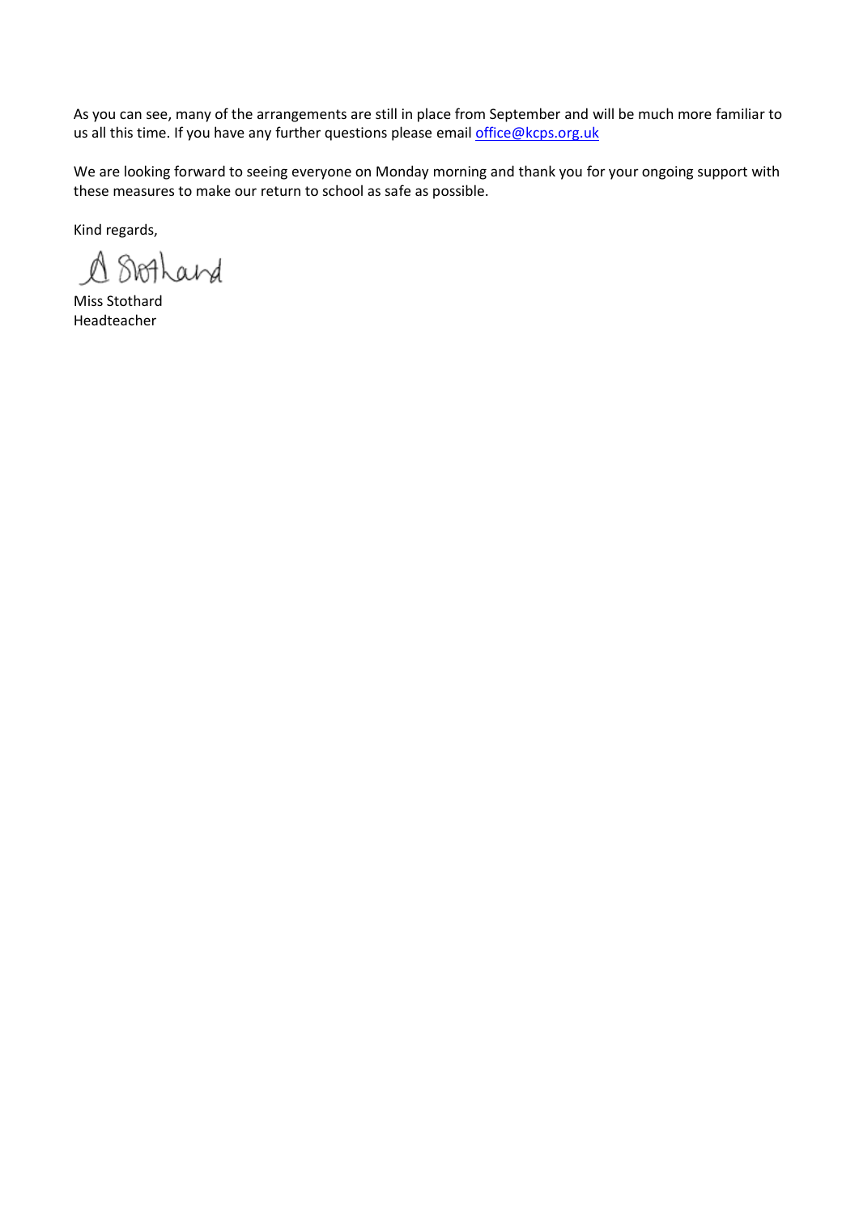As you can see, many of the arrangements are still in place from September and will be much more familiar to us all this time. If you have any further questions please email office@kcps.org.uk

We are looking forward to seeing everyone on Monday morning and thank you for your ongoing support with these measures to make our return to school as safe as possible.

Kind regards,

Miss Stothard
Headteacher